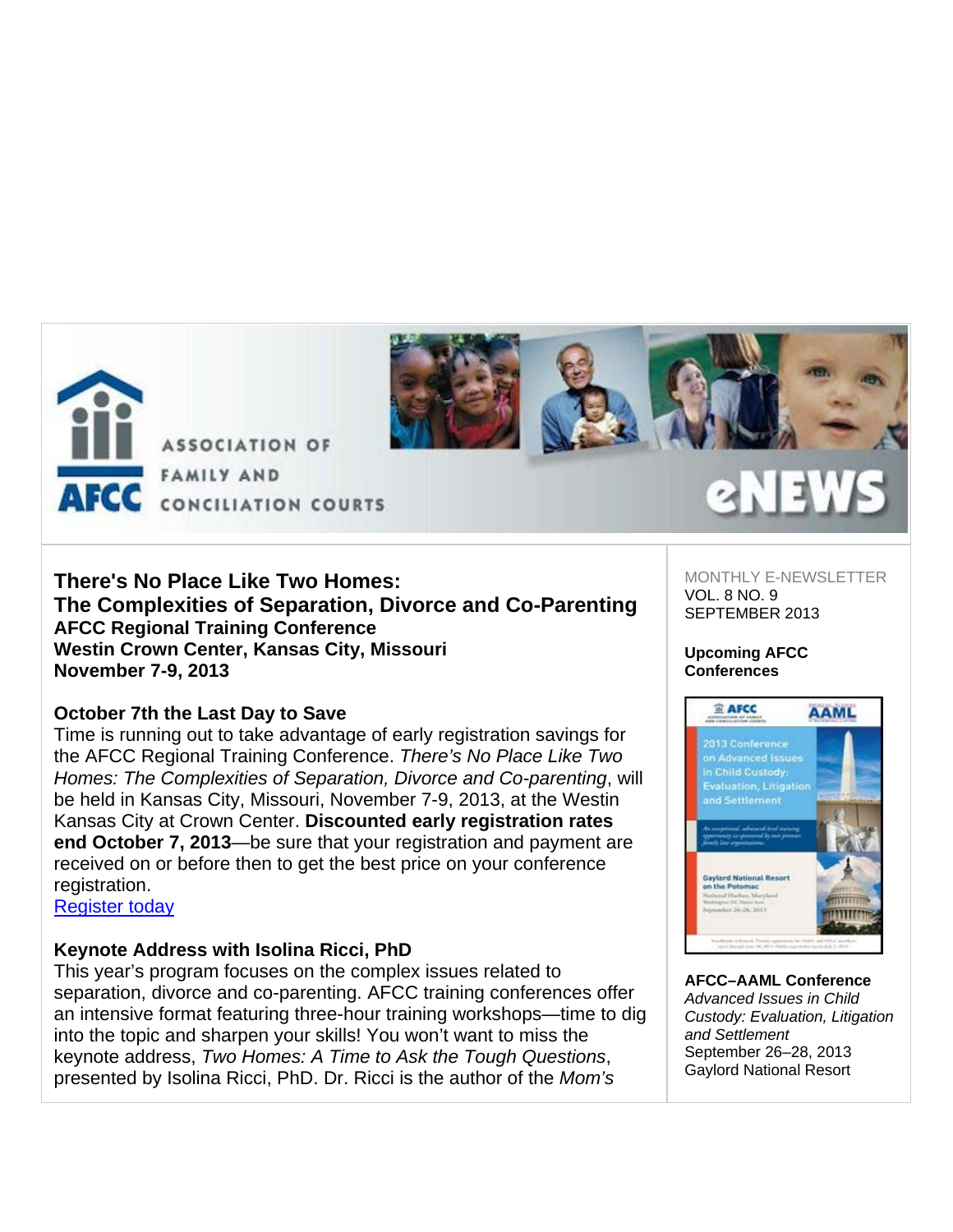ASSOCIATION OF FAMILY AND CONCILIATION COURTS

eNEWS

MONTHLY E-NEWSLETTER
VOL. 8 NO. 9
SEPTEMBER 2013

## There's No Place Like Two Homes: The Complexities of Separation, Divorce and Co-Parenting

### AFCC Regional Training Conference
### Westin Crown Center, Kansas City, Missouri
### November 7-9, 2013

**October 7th the Last Day to Save**

Time is running out to take advantage of early registration savings for the AFCC Regional Training Conference. *There's No Place Like Two Homes: The Complexities of Separation, Divorce and Co-parenting*, will be held in Kansas City, Missouri, November 7-9, 2013, at the Westin Kansas City at Crown Center. **Discounted early registration rates end October 7, 2013**—be sure that your registration and payment are received on or before then to get the best price on your conference registration.
[Register today]

**Keynote Address with Isolina Ricci, PhD**

This year's program focuses on the complex issues related to separation, divorce and co-parenting. AFCC training conferences offer an intensive format featuring three-hour training workshops—time to dig into the topic and sharpen your skills! You won't want to miss the keynote address, *Two Homes: A Time to Ask the Tough Questions*, presented by Isolina Ricci, PhD. Dr. Ricci is the author of the *Mom's*

**Upcoming AFCC Conferences**

**AFCC–AAML Conference**
*Advanced Issues in Child Custody: Evaluation, Litigation and Settlement*
September 26–28, 2013
Gaylord National Resort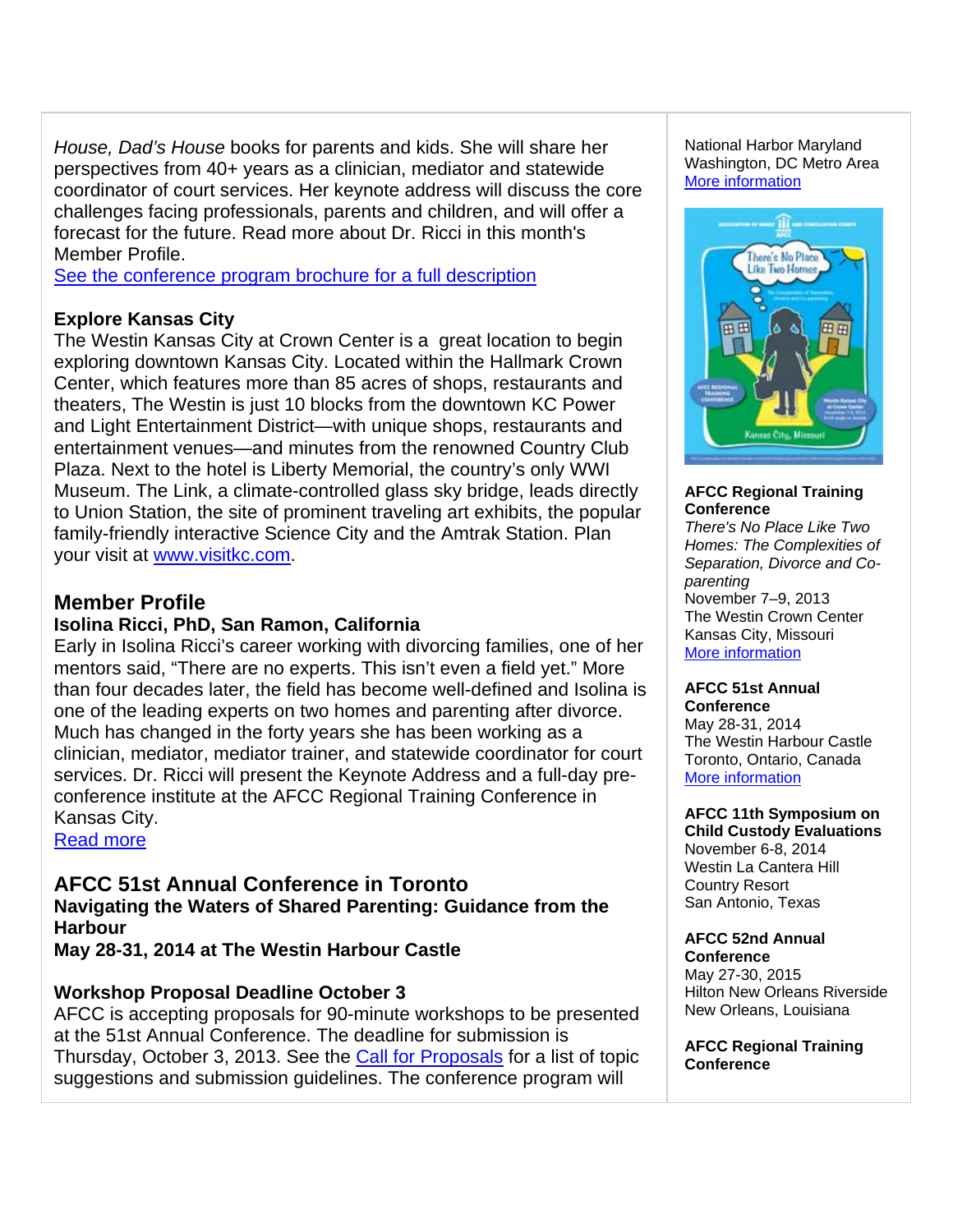*House, Dad's House* books for parents and kids. She will share her perspectives from 40+ years as a clinician, mediator and statewide coordinator of court services. Her keynote address will discuss the core challenges facing professionals, parents and children, and will offer a forecast for the future. Read more about Dr. Ricci in this month's Member Profile.
See the conference program brochure for a full description

**Explore Kansas City**
The Westin Kansas City at Crown Center is a great location to begin exploring downtown Kansas City. Located within the Hallmark Crown Center, which features more than 85 acres of shops, restaurants and theaters, The Westin is just 10 blocks from the downtown KC Power and Light Entertainment District—with unique shops, restaurants and entertainment venues—and minutes from the renowned Country Club Plaza. Next to the hotel is Liberty Memorial, the country's only WWI Museum. The Link, a climate-controlled glass sky bridge, leads directly to Union Station, the site of prominent traveling art exhibits, the popular family-friendly interactive Science City and the Amtrak Station. Plan your visit at www.visitkc.com.

## Member Profile

### Isolina Ricci, PhD, San Ramon, California

Early in Isolina Ricci's career working with divorcing families, one of her mentors said, "There are no experts. This isn't even a field yet." More than four decades later, the field has become well-defined and Isolina is one of the leading experts on two homes and parenting after divorce. Much has changed in the forty years she has been working as a clinician, mediator, mediator trainer, and statewide coordinator for court services. Dr. Ricci will present the Keynote Address and a full-day pre-conference institute at the AFCC Regional Training Conference in Kansas City.
Read more

## AFCC 51st Annual Conference in Toronto

**Navigating the Waters of Shared Parenting: Guidance from the Harbour**
**May 28-31, 2014 at The Westin Harbour Castle**

**Workshop Proposal Deadline October 3**
AFCC is accepting proposals for 90-minute workshops to be presented at the 51st Annual Conference. The deadline for submission is Thursday, October 3, 2013. See the Call for Proposals for a list of topic suggestions and submission guidelines. The conference program will

National Harbor Maryland
Washington, DC Metro Area
More information

**AFCC Regional Training Conference**
*There's No Place Like Two Homes: The Complexities of Separation, Divorce and Co-parenting*
November 7–9, 2013
The Westin Crown Center
Kansas City, Missouri
More information

**AFCC 51st Annual Conference**
May 28-31, 2014
The Westin Harbour Castle
Toronto, Ontario, Canada
More information

**AFCC 11th Symposium on Child Custody Evaluations**
November 6-8, 2014
Westin La Cantera Hill Country Resort
San Antonio, Texas

**AFCC 52nd Annual Conference**
May 27-30, 2015
Hilton New Orleans Riverside
New Orleans, Louisiana

**AFCC Regional Training Conference**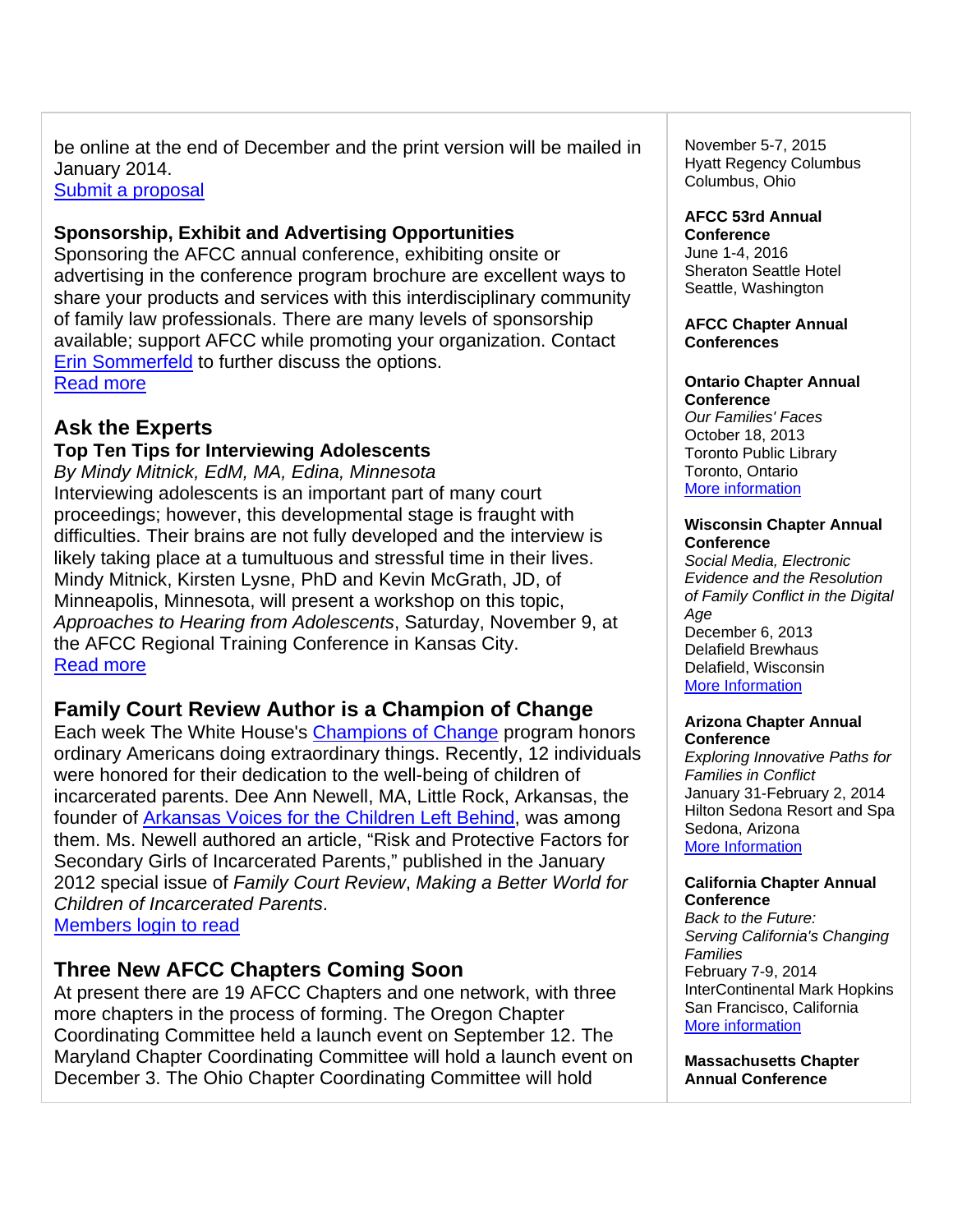be online at the end of December and the print version will be mailed in January 2014.
[Submit a proposal]

### Sponsorship, Exhibit and Advertising Opportunities

Sponsoring the AFCC annual conference, exhibiting onsite or advertising in the conference program brochure are excellent ways to share your products and services with this interdisciplinary community of family law professionals. There are many levels of sponsorship available; support AFCC while promoting your organization. Contact Erin Sommerfeld to further discuss the options.
Read more

## Ask the Experts

### Top Ten Tips for Interviewing Adolescents

*By Mindy Mitnick, EdM, MA, Edina, Minnesota*
Interviewing adolescents is an important part of many court proceedings; however, this developmental stage is fraught with difficulties. Their brains are not fully developed and the interview is likely taking place at a tumultuous and stressful time in their lives. Mindy Mitnick, Kirsten Lysne, PhD and Kevin McGrath, JD, of Minneapolis, Minnesota, will present a workshop on this topic, *Approaches to Hearing from Adolescents*, Saturday, November 9, at the AFCC Regional Training Conference in Kansas City.
Read more

## Family Court Review Author is a Champion of Change

Each week The White House's Champions of Change program honors ordinary Americans doing extraordinary things. Recently, 12 individuals were honored for their dedication to the well-being of children of incarcerated parents. Dee Ann Newell, MA, Little Rock, Arkansas, the founder of Arkansas Voices for the Children Left Behind, was among them. Ms. Newell authored an article, “Risk and Protective Factors for Secondary Girls of Incarcerated Parents,” published in the January 2012 special issue of *Family Court Review*, *Making a Better World for Children of Incarcerated Parents*.
Members login to read

## Three New AFCC Chapters Coming Soon

At present there are 19 AFCC Chapters and one network, with three more chapters in the process of forming. The Oregon Chapter Coordinating Committee held a launch event on September 12. The Maryland Chapter Coordinating Committee will hold a launch event on December 3. The Ohio Chapter Coordinating Committee will hold

November 5-7, 2015
Hyatt Regency Columbus
Columbus, Ohio

**AFCC 53rd Annual Conference**
June 1-4, 2016
Sheraton Seattle Hotel
Seattle, Washington

**AFCC Chapter Annual Conferences**

**Ontario Chapter Annual Conference**
*Our Families' Faces*
October 18, 2013
Toronto Public Library
Toronto, Ontario
More information

**Wisconsin Chapter Annual Conference**
*Social Media, Electronic Evidence and the Resolution of Family Conflict in the Digital Age*
December 6, 2013
Delafield Brewhaus
Delafield, Wisconsin
More Information

**Arizona Chapter Annual Conference**
*Exploring Innovative Paths for Families in Conflict*
January 31-February 2, 2014
Hilton Sedona Resort and Spa
Sedona, Arizona
More Information

**California Chapter Annual Conference**
*Back to the Future: Serving California's Changing Families*
February 7-9, 2014
InterContinental Mark Hopkins
San Francisco, California
More information

**Massachusetts Chapter Annual Conference**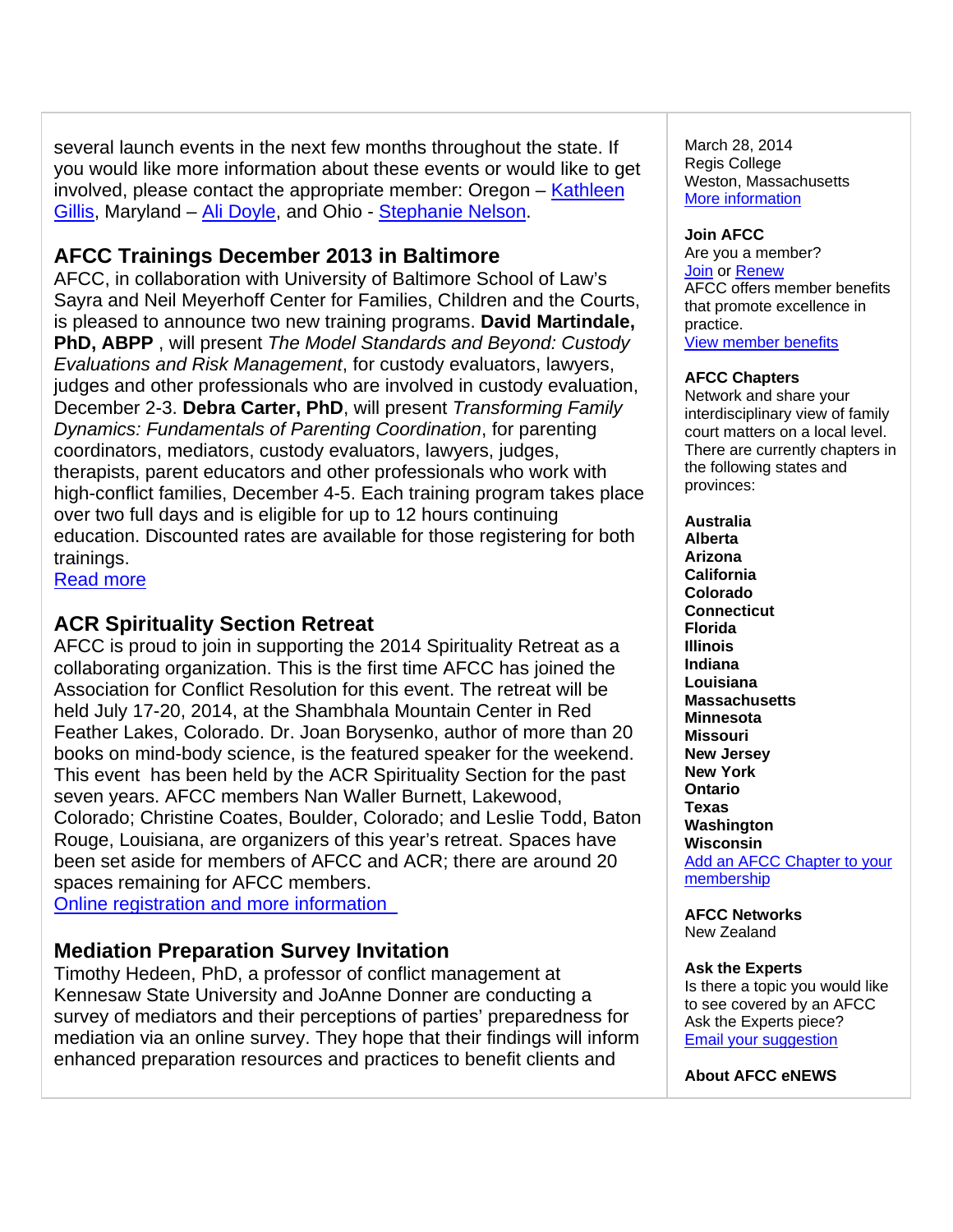several launch events in the next few months throughout the state. If you would like more information about these events or would like to get involved, please contact the appropriate member: Oregon – Kathleen Gillis, Maryland – Ali Doyle, and Ohio - Stephanie Nelson.

## AFCC Trainings December 2013 in Baltimore

AFCC, in collaboration with University of Baltimore School of Law's Sayra and Neil Meyerhoff Center for Families, Children and the Courts, is pleased to announce two new training programs. **David Martindale, PhD, ABPP** , will present *The Model Standards and Beyond: Custody Evaluations and Risk Management*, for custody evaluators, lawyers, judges and other professionals who are involved in custody evaluation, December 2-3. **Debra Carter, PhD**, will present *Transforming Family Dynamics: Fundamentals of Parenting Coordination*, for parenting coordinators, mediators, custody evaluators, lawyers, judges, therapists, parent educators and other professionals who work with high-conflict families, December 4-5. Each training program takes place over two full days and is eligible for up to 12 hours continuing education. Discounted rates are available for those registering for both trainings.
Read more

## ACR Spirituality Section Retreat

AFCC is proud to join in supporting the 2014 Spirituality Retreat as a collaborating organization. This is the first time AFCC has joined the Association for Conflict Resolution for this event. The retreat will be held July 17-20, 2014, at the Shambhala Mountain Center in Red Feather Lakes, Colorado. Dr. Joan Borysenko, author of more than 20 books on mind-body science, is the featured speaker for the weekend. This event has been held by the ACR Spirituality Section for the past seven years. AFCC members Nan Waller Burnett, Lakewood, Colorado; Christine Coates, Boulder, Colorado; and Leslie Todd, Baton Rouge, Louisiana, are organizers of this year's retreat. Spaces have been set aside for members of AFCC and ACR; there are around 20 spaces remaining for AFCC members.
Online registration and more information

## Mediation Preparation Survey Invitation

Timothy Hedeen, PhD, a professor of conflict management at Kennesaw State University and JoAnne Donner are conducting a survey of mediators and their perceptions of parties' preparedness for mediation via an online survey. They hope that their findings will inform enhanced preparation resources and practices to benefit clients and

March 28, 2014
Regis College
Weston, Massachusetts
More information

**Join AFCC**
Are you a member?
Join or Renew
AFCC offers member benefits that promote excellence in practice.
View member benefits

**AFCC Chapters**
Network and share your interdisciplinary view of family court matters on a local level. There are currently chapters in the following states and provinces:

**Australia**
**Alberta**
**Arizona**
**California**
**Colorado**
**Connecticut**
**Florida**
**Illinois**
**Indiana**
**Louisiana**
**Massachusetts**
**Minnesota**
**Missouri**
**New Jersey**
**New York**
**Ontario**
**Texas**
**Washington**
**Wisconsin**
Add an AFCC Chapter to your membership

**AFCC Networks**
New Zealand

**Ask the Experts**
Is there a topic you would like to see covered by an AFCC Ask the Experts piece?
Email your suggestion

**About AFCC eNEWS**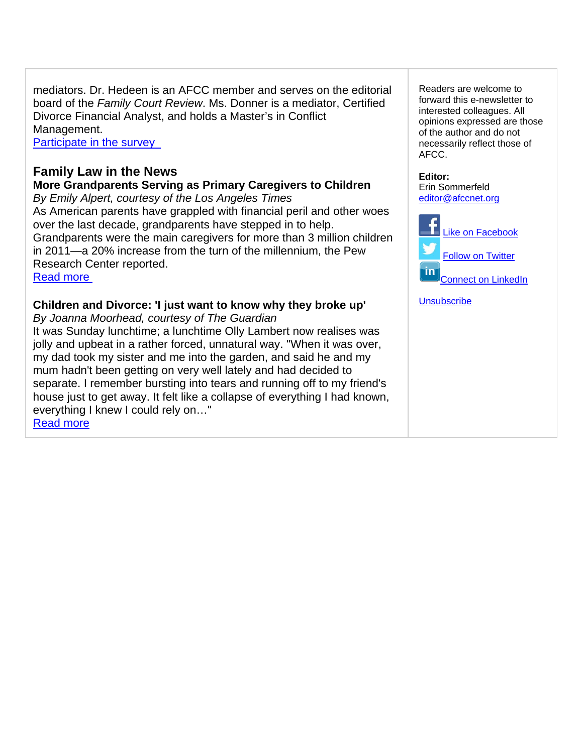mediators. Dr. Hedeen is an AFCC member and serves on the editorial board of the *Family Court Review*. Ms. Donner is a mediator, Certified Divorce Financial Analyst, and holds a Master's in Conflict Management.
Participate in the survey

## Family Law in the News

**More Grandparents Serving as Primary Caregivers to Children**
*By Emily Alpert, courtesy of the Los Angeles Times*
As American parents have grappled with financial peril and other woes over the last decade, grandparents have stepped in to help. Grandparents were the main caregivers for more than 3 million children in 2011—a 20% increase from the turn of the millennium, the Pew Research Center reported.
Read more

**Children and Divorce: 'I just want to know why they broke up'**
*By Joanna Moorhead, courtesy of The Guardian*
It was Sunday lunchtime; a lunchtime Olly Lambert now realises was jolly and upbeat in a rather forced, unnatural way. "When it was over, my dad took my sister and me into the garden, and said he and my mum hadn't been getting on very well lately and had decided to separate. I remember bursting into tears and running off to my friend's house just to get away. It felt like a collapse of everything I had known, everything I knew I could rely on…"
Read more

---

Readers are welcome to forward this e-newsletter to interested colleagues. All opinions expressed are those of the author and do not necessarily reflect those of AFCC.

**Editor:**
Erin Sommerfeld
editor@afccnet.org

Like on Facebook
Follow on Twitter
Connect on LinkedIn

Unsubscribe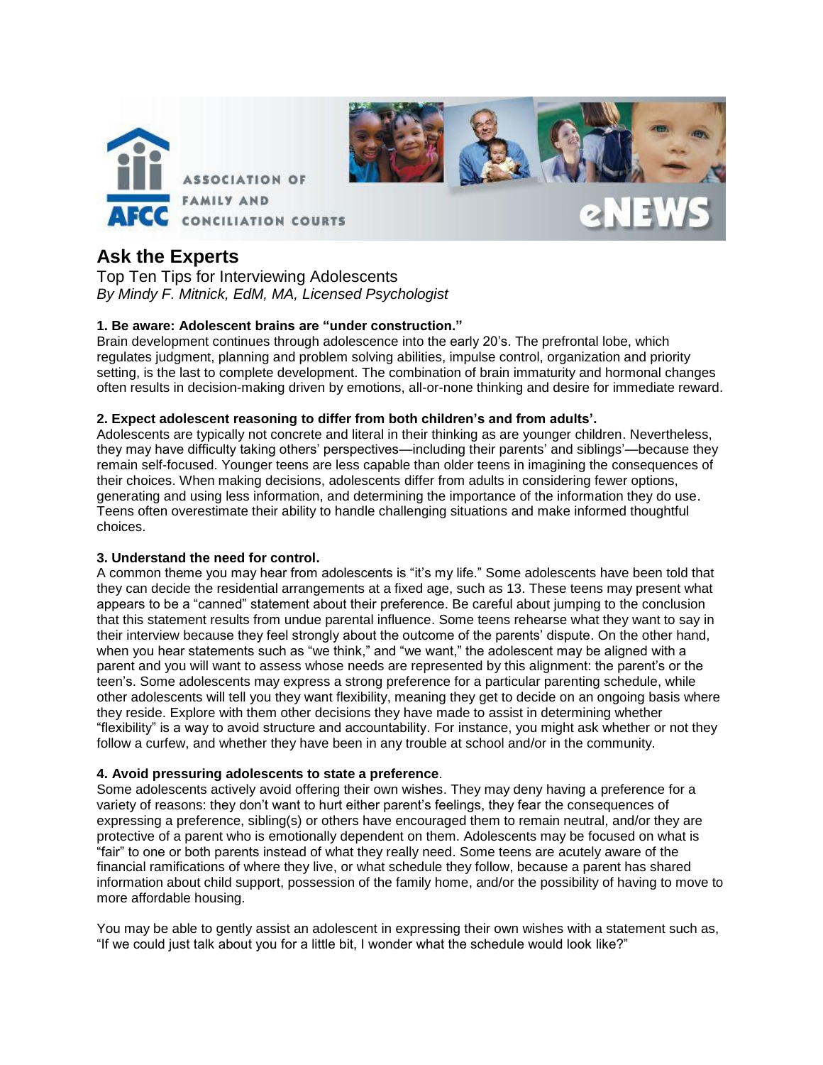ASSOCIATION OF FAMILY AND CONCILIATION COURTS

eNEWS

## Ask the Experts

Top Ten Tips for Interviewing Adolescents

*By Mindy F. Mitnick, EdM, MA, Licensed Psychologist*

**1. Be aware: Adolescent brains are "under construction."**

Brain development continues through adolescence into the early 20's. The prefrontal lobe, which regulates judgment, planning and problem solving abilities, impulse control, organization and priority setting, is the last to complete development. The combination of brain immaturity and hormonal changes often results in decision-making driven by emotions, all-or-none thinking and desire for immediate reward.

**2. Expect adolescent reasoning to differ from both children's and from adults'.**

Adolescents are typically not concrete and literal in their thinking as are younger children. Nevertheless, they may have difficulty taking others' perspectives—including their parents' and siblings'—because they remain self-focused. Younger teens are less capable than older teens in imagining the consequences of their choices. When making decisions, adolescents differ from adults in considering fewer options, generating and using less information, and determining the importance of the information they do use. Teens often overestimate their ability to handle challenging situations and make informed thoughtful choices.

**3. Understand the need for control.**

A common theme you may hear from adolescents is "it's my life." Some adolescents have been told that they can decide the residential arrangements at a fixed age, such as 13. These teens may present what appears to be a "canned" statement about their preference. Be careful about jumping to the conclusion that this statement results from undue parental influence. Some teens rehearse what they want to say in their interview because they feel strongly about the outcome of the parents' dispute. On the other hand, when you hear statements such as "we think," and "we want," the adolescent may be aligned with a parent and you will want to assess whose needs are represented by this alignment: the parent's or the teen's. Some adolescents may express a strong preference for a particular parenting schedule, while other adolescents will tell you they want flexibility, meaning they get to decide on an ongoing basis where they reside. Explore with them other decisions they have made to assist in determining whether "flexibility" is a way to avoid structure and accountability. For instance, you might ask whether or not they follow a curfew, and whether they have been in any trouble at school and/or in the community.

**4. Avoid pressuring adolescents to state a preference**.

Some adolescents actively avoid offering their own wishes. They may deny having a preference for a variety of reasons: they don't want to hurt either parent's feelings, they fear the consequences of expressing a preference, sibling(s) or others have encouraged them to remain neutral, and/or they are protective of a parent who is emotionally dependent on them. Adolescents may be focused on what is "fair" to one or both parents instead of what they really need. Some teens are acutely aware of the financial ramifications of where they live, or what schedule they follow, because a parent has shared information about child support, possession of the family home, and/or the possibility of having to move to more affordable housing.

You may be able to gently assist an adolescent in expressing their own wishes with a statement such as, "If we could just talk about you for a little bit, I wonder what the schedule would look like?"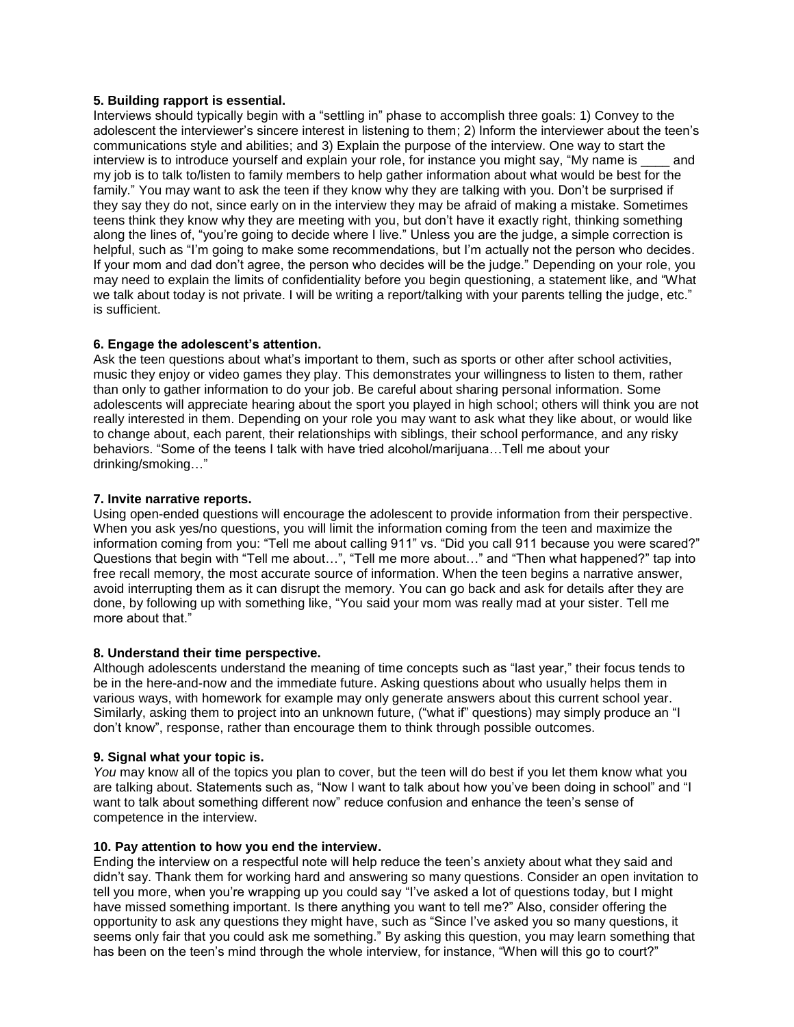**5. Building rapport is essential.**

Interviews should typically begin with a "settling in" phase to accomplish three goals: 1) Convey to the adolescent the interviewer's sincere interest in listening to them; 2) Inform the interviewer about the teen's communications style and abilities; and 3) Explain the purpose of the interview. One way to start the interview is to introduce yourself and explain your role, for instance you might say, "My name is ____ and my job is to talk to/listen to family members to help gather information about what would be best for the family." You may want to ask the teen if they know why they are talking with you. Don't be surprised if they say they do not, since early on in the interview they may be afraid of making a mistake. Sometimes teens think they know why they are meeting with you, but don't have it exactly right, thinking something along the lines of, "you're going to decide where I live." Unless you are the judge, a simple correction is helpful, such as "I'm going to make some recommendations, but I'm actually not the person who decides. If your mom and dad don't agree, the person who decides will be the judge." Depending on your role, you may need to explain the limits of confidentiality before you begin questioning, a statement like, and "What we talk about today is not private. I will be writing a report/talking with your parents telling the judge, etc." is sufficient.

**6. Engage the adolescent's attention.**

Ask the teen questions about what's important to them, such as sports or other after school activities, music they enjoy or video games they play. This demonstrates your willingness to listen to them, rather than only to gather information to do your job. Be careful about sharing personal information. Some adolescents will appreciate hearing about the sport you played in high school; others will think you are not really interested in them. Depending on your role you may want to ask what they like about, or would like to change about, each parent, their relationships with siblings, their school performance, and any risky behaviors. "Some of the teens I talk with have tried alcohol/marijuana…Tell me about your drinking/smoking…"

**7. Invite narrative reports.**

Using open-ended questions will encourage the adolescent to provide information from their perspective. When you ask yes/no questions, you will limit the information coming from the teen and maximize the information coming from you: "Tell me about calling 911" vs. "Did you call 911 because you were scared?" Questions that begin with "Tell me about…", "Tell me more about…" and "Then what happened?" tap into free recall memory, the most accurate source of information. When the teen begins a narrative answer, avoid interrupting them as it can disrupt the memory. You can go back and ask for details after they are done, by following up with something like, "You said your mom was really mad at your sister. Tell me more about that."

**8. Understand their time perspective.**

Although adolescents understand the meaning of time concepts such as "last year," their focus tends to be in the here-and-now and the immediate future. Asking questions about who usually helps them in various ways, with homework for example may only generate answers about this current school year. Similarly, asking them to project into an unknown future, ("what if" questions) may simply produce an "I don't know", response, rather than encourage them to think through possible outcomes.

**9. Signal what your topic is.**

*You* may know all of the topics you plan to cover, but the teen will do best if you let them know what you are talking about. Statements such as, "Now I want to talk about how you've been doing in school" and "I want to talk about something different now" reduce confusion and enhance the teen's sense of competence in the interview.

**10. Pay attention to how you end the interview.**

Ending the interview on a respectful note will help reduce the teen's anxiety about what they said and didn't say. Thank them for working hard and answering so many questions. Consider an open invitation to tell you more, when you're wrapping up you could say "I've asked a lot of questions today, but I might have missed something important. Is there anything you want to tell me?" Also, consider offering the opportunity to ask any questions they might have, such as "Since I've asked you so many questions, it seems only fair that you could ask me something." By asking this question, you may learn something that has been on the teen's mind through the whole interview, for instance, "When will this go to court?"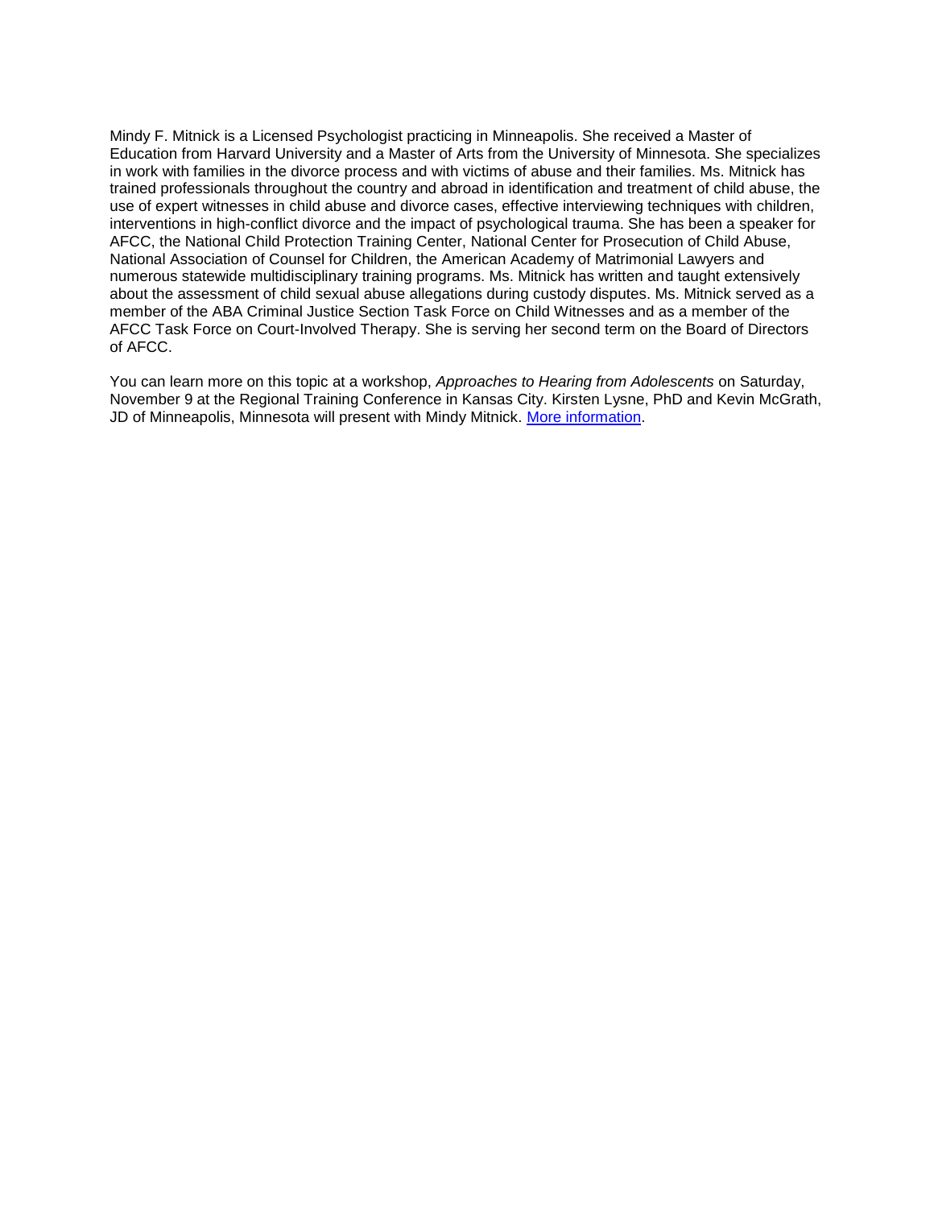Mindy F. Mitnick is a Licensed Psychologist practicing in Minneapolis. She received a Master of Education from Harvard University and a Master of Arts from the University of Minnesota. She specializes in work with families in the divorce process and with victims of abuse and their families. Ms. Mitnick has trained professionals throughout the country and abroad in identification and treatment of child abuse, the use of expert witnesses in child abuse and divorce cases, effective interviewing techniques with children, interventions in high-conflict divorce and the impact of psychological trauma. She has been a speaker for AFCC, the National Child Protection Training Center, National Center for Prosecution of Child Abuse, National Association of Counsel for Children, the American Academy of Matrimonial Lawyers and numerous statewide multidisciplinary training programs. Ms. Mitnick has written and taught extensively about the assessment of child sexual abuse allegations during custody disputes. Ms. Mitnick served as a member of the ABA Criminal Justice Section Task Force on Child Witnesses and as a member of the AFCC Task Force on Court-Involved Therapy. She is serving her second term on the Board of Directors of AFCC.

You can learn more on this topic at a workshop, *Approaches to Hearing from Adolescents* on Saturday, November 9 at the Regional Training Conference in Kansas City. Kirsten Lysne, PhD and Kevin McGrath, JD of Minneapolis, Minnesota will present with Mindy Mitnick. More information.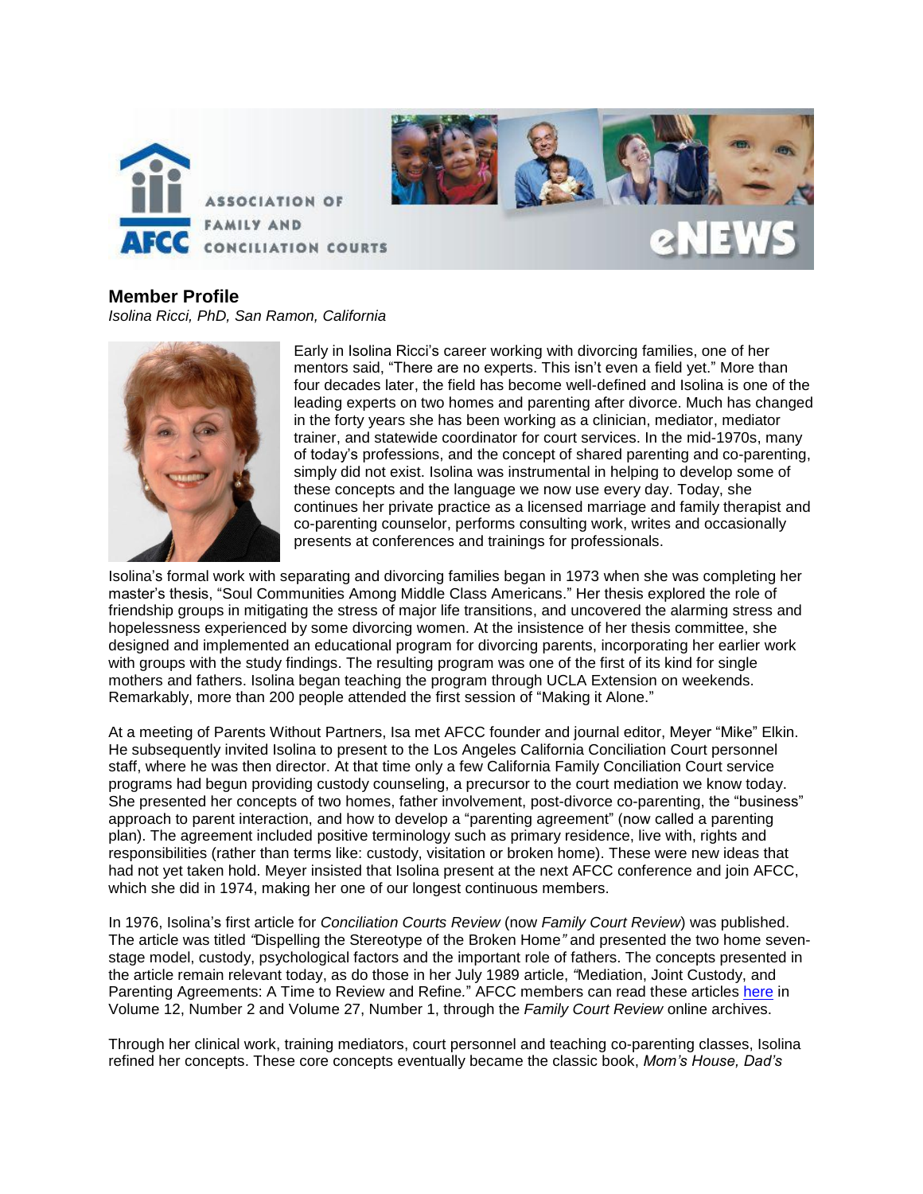## Member Profile

*Isolina Ricci, PhD, San Ramon, California*

Early in Isolina Ricci's career working with divorcing families, one of her mentors said, "There are no experts. This isn't even a field yet." More than four decades later, the field has become well-defined and Isolina is one of the leading experts on two homes and parenting after divorce. Much has changed in the forty years she has been working as a clinician, mediator, mediator trainer, and statewide coordinator for court services. In the mid-1970s, many of today's professions, and the concept of shared parenting and co-parenting, simply did not exist. Isolina was instrumental in helping to develop some of these concepts and the language we now use every day. Today, she continues her private practice as a licensed marriage and family therapist and co-parenting counselor, performs consulting work, writes and occasionally presents at conferences and trainings for professionals.

Isolina's formal work with separating and divorcing families began in 1973 when she was completing her master's thesis, "Soul Communities Among Middle Class Americans." Her thesis explored the role of friendship groups in mitigating the stress of major life transitions, and uncovered the alarming stress and hopelessness experienced by some divorcing women. At the insistence of her thesis committee, she designed and implemented an educational program for divorcing parents, incorporating her earlier work with groups with the study findings. The resulting program was one of the first of its kind for single mothers and fathers. Isolina began teaching the program through UCLA Extension on weekends. Remarkably, more than 200 people attended the first session of "Making it Alone."

At a meeting of Parents Without Partners, Isa met AFCC founder and journal editor, Meyer "Mike" Elkin. He subsequently invited Isolina to present to the Los Angeles California Conciliation Court personnel staff, where he was then director. At that time only a few California Family Conciliation Court service programs had begun providing custody counseling, a precursor to the court mediation we know today. She presented her concepts of two homes, father involvement, post-divorce co-parenting, the "business" approach to parent interaction, and how to develop a "parenting agreement" (now called a parenting plan). The agreement included positive terminology such as primary residence, live with, rights and responsibilities (rather than terms like: custody, visitation or broken home). These were new ideas that had not yet taken hold. Meyer insisted that Isolina present at the next AFCC conference and join AFCC, which she did in 1974, making her one of our longest continuous members.

In 1976, Isolina's first article for *Conciliation Courts Review* (now *Family Court Review*) was published. The article was titled "Dispelling the Stereotype of the Broken Home" and presented the two home seven-stage model, custody, psychological factors and the important role of fathers. The concepts presented in the article remain relevant today, as do those in her July 1989 article, "Mediation, Joint Custody, and Parenting Agreements: A Time to Review and Refine." AFCC members can read these articles here in Volume 12, Number 2 and Volume 27, Number 1, through the *Family Court Review* online archives.

Through her clinical work, training mediators, court personnel and teaching co-parenting classes, Isolina refined her concepts. These core concepts eventually became the classic book, *Mom's House, Dad's*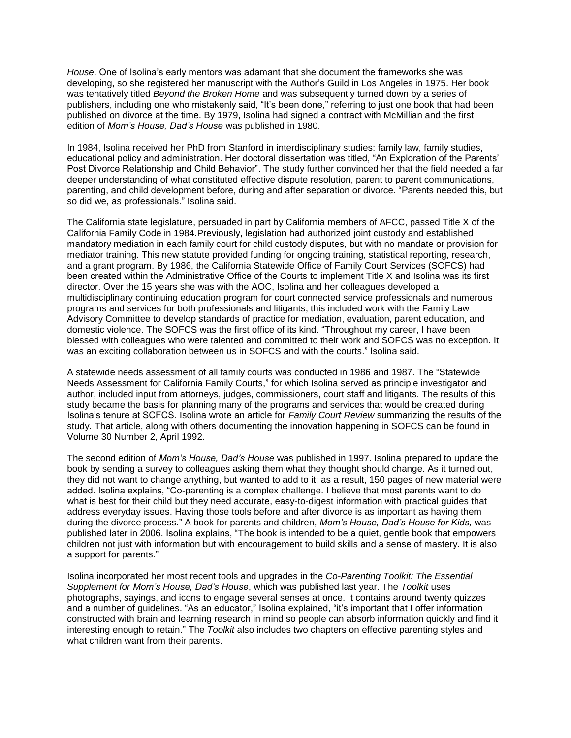*House*. One of Isolina's early mentors was adamant that she document the frameworks she was developing, so she registered her manuscript with the Author's Guild in Los Angeles in 1975. Her book was tentatively titled *Beyond the Broken Home* and was subsequently turned down by a series of publishers, including one who mistakenly said, "It's been done," referring to just one book that had been published on divorce at the time. By 1979, Isolina had signed a contract with McMillian and the first edition of *Mom's House, Dad's House* was published in 1980.

In 1984, Isolina received her PhD from Stanford in interdisciplinary studies: family law, family studies, educational policy and administration. Her doctoral dissertation was titled, "An Exploration of the Parents' Post Divorce Relationship and Child Behavior". The study further convinced her that the field needed a far deeper understanding of what constituted effective dispute resolution, parent to parent communications, parenting, and child development before, during and after separation or divorce. "Parents needed this, but so did we, as professionals." Isolina said.

The California state legislature, persuaded in part by California members of AFCC, passed Title X of the California Family Code in 1984.Previously, legislation had authorized joint custody and established mandatory mediation in each family court for child custody disputes, but with no mandate or provision for mediator training. This new statute provided funding for ongoing training, statistical reporting, research, and a grant program. By 1986, the California Statewide Office of Family Court Services (SOFCS) had been created within the Administrative Office of the Courts to implement Title X and Isolina was its first director. Over the 15 years she was with the AOC, Isolina and her colleagues developed a multidisciplinary continuing education program for court connected service professionals and numerous programs and services for both professionals and litigants, this included work with the Family Law Advisory Committee to develop standards of practice for mediation, evaluation, parent education, and domestic violence. The SOFCS was the first office of its kind. "Throughout my career, I have been blessed with colleagues who were talented and committed to their work and SOFCS was no exception. It was an exciting collaboration between us in SOFCS and with the courts." Isolina said.

A statewide needs assessment of all family courts was conducted in 1986 and 1987. The "Statewide Needs Assessment for California Family Courts," for which Isolina served as principle investigator and author, included input from attorneys, judges, commissioners, court staff and litigants. The results of this study became the basis for planning many of the programs and services that would be created during Isolina's tenure at SCFCS. Isolina wrote an article for *Family Court Review* summarizing the results of the study. That article, along with others documenting the innovation happening in SOFCS can be found in Volume 30 Number 2, April 1992.

The second edition of *Mom's House, Dad's House* was published in 1997. Isolina prepared to update the book by sending a survey to colleagues asking them what they thought should change. As it turned out, they did not want to change anything, but wanted to add to it; as a result, 150 pages of new material were added. Isolina explains, "Co-parenting is a complex challenge. I believe that most parents want to do what is best for their child but they need accurate, easy-to-digest information with practical guides that address everyday issues. Having those tools before and after divorce is as important as having them during the divorce process." A book for parents and children, *Mom's House, Dad's House for Kids,* was published later in 2006. Isolina explains, "The book is intended to be a quiet, gentle book that empowers children not just with information but with encouragement to build skills and a sense of mastery. It is also a support for parents."

Isolina incorporated her most recent tools and upgrades in the *Co-Parenting Toolkit: The Essential Supplement for Mom's House, Dad's House*, which was published last year. The *Toolkit* uses photographs, sayings, and icons to engage several senses at once. It contains around twenty quizzes and a number of guidelines. "As an educator," Isolina explained, "it's important that I offer information constructed with brain and learning research in mind so people can absorb information quickly and find it interesting enough to retain." The *Toolkit* also includes two chapters on effective parenting styles and what children want from their parents.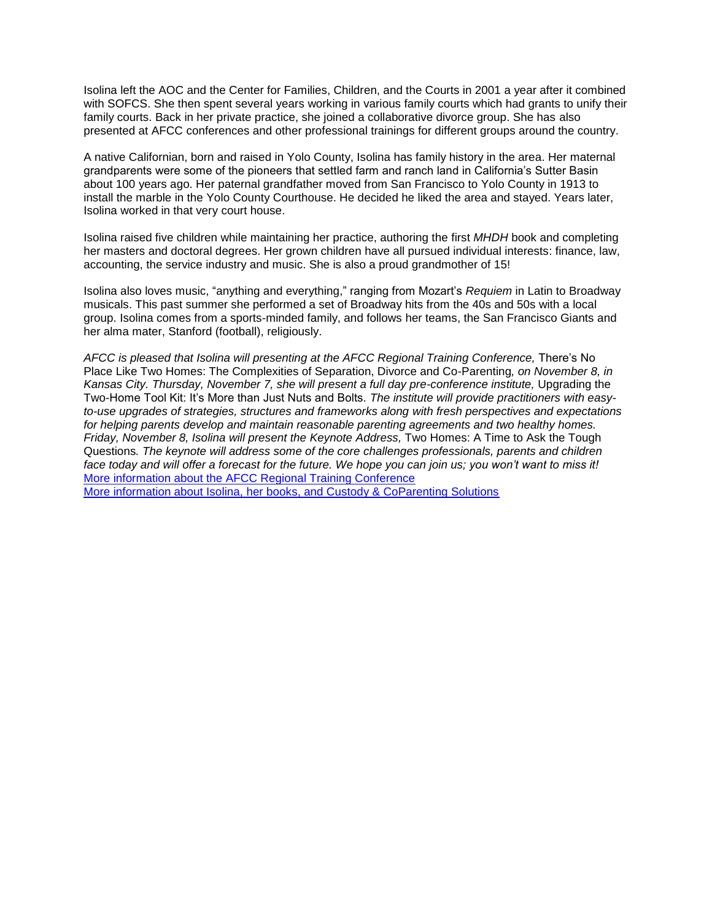Isolina left the AOC and the Center for Families, Children, and the Courts in 2001 a year after it combined with SOFCS. She then spent several years working in various family courts which had grants to unify their family courts. Back in her private practice, she joined a collaborative divorce group. She has also presented at AFCC conferences and other professional trainings for different groups around the country.

A native Californian, born and raised in Yolo County, Isolina has family history in the area. Her maternal grandparents were some of the pioneers that settled farm and ranch land in California's Sutter Basin about 100 years ago. Her paternal grandfather moved from San Francisco to Yolo County in 1913 to install the marble in the Yolo County Courthouse. He decided he liked the area and stayed. Years later, Isolina worked in that very court house.

Isolina raised five children while maintaining her practice, authoring the first *MHDH* book and completing her masters and doctoral degrees. Her grown children have all pursued individual interests: finance, law, accounting, the service industry and music. She is also a proud grandmother of 15!

Isolina also loves music, "anything and everything," ranging from Mozart's *Requiem* in Latin to Broadway musicals. This past summer she performed a set of Broadway hits from the 40s and 50s with a local group. Isolina comes from a sports-minded family, and follows her teams, the San Francisco Giants and her alma mater, Stanford (football), religiously.

*AFCC is pleased that Isolina will presenting at the AFCC Regional Training Conference,* There's No Place Like Two Homes: The Complexities of Separation, Divorce and Co-Parenting*, on November 8, in Kansas City. Thursday, November 7, she will present a full day pre-conference institute,* Upgrading the Two-Home Tool Kit: It's More than Just Nuts and Bolts*. The institute will provide practitioners with easy-to-use upgrades of strategies, structures and frameworks along with fresh perspectives and expectations for helping parents develop and maintain reasonable parenting agreements and two healthy homes. Friday, November 8, Isolina will present the Keynote Address,* Two Homes: A Time to Ask the Tough Questions*. The keynote will address some of the core challenges professionals, parents and children face today and will offer a forecast for the future. We hope you can join us; you won't want to miss it!*
More information about the AFCC Regional Training Conference
More information about Isolina, her books, and Custody & CoParenting Solutions